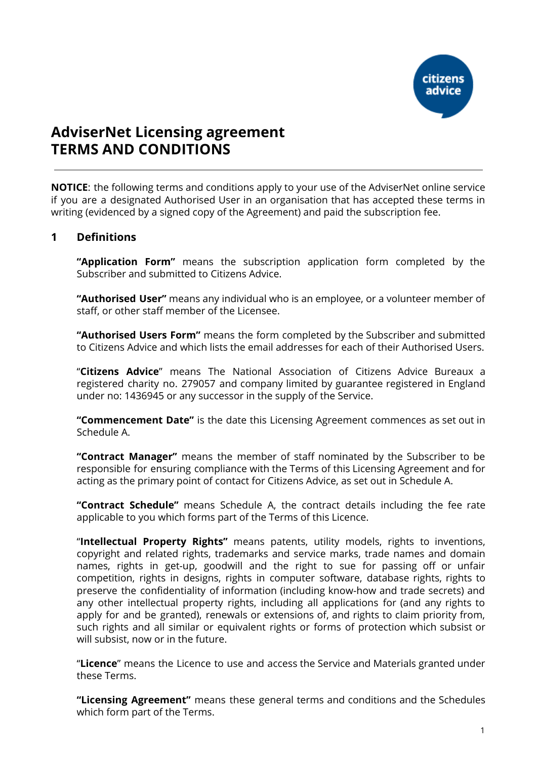# AdviserNet Licensing agreement
# TERMS AND CONDITIONS

---

**NOTICE**: the following terms and conditions apply to your use of the AdviserNet online service if you are a designated Authorised User in an organisation that has accepted these terms in writing (evidenced by a signed copy of the Agreement) and paid the subscription fee.

## 1 Definitions

**"Application Form"** means the subscription application form completed by the Subscriber and submitted to Citizens Advice.

**"Authorised User"** means any individual who is an employee, or a volunteer member of staff, or other staff member of the Licensee.

**"Authorised Users Form"** means the form completed by the Subscriber and submitted to Citizens Advice and which lists the email addresses for each of their Authorised Users.

"**Citizens Advice**" means The National Association of Citizens Advice Bureaux a registered charity no. 279057 and company limited by guarantee registered in England under no: 1436945 or any successor in the supply of the Service.

**"Commencement Date"** is the date this Licensing Agreement commences as set out in Schedule A.

**"Contract Manager"** means the member of staff nominated by the Subscriber to be responsible for ensuring compliance with the Terms of this Licensing Agreement and for acting as the primary point of contact for Citizens Advice, as set out in Schedule A.

**"Contract Schedule"** means Schedule A, the contract details including the fee rate applicable to you which forms part of the Terms of this Licence.

"**Intellectual Property Rights"** means patents, utility models, rights to inventions, copyright and related rights, trademarks and service marks, trade names and domain names, rights in get-up, goodwill and the right to sue for passing off or unfair competition, rights in designs, rights in computer software, database rights, rights to preserve the confidentiality of information (including know-how and trade secrets) and any other intellectual property rights, including all applications for (and any rights to apply for and be granted), renewals or extensions of, and rights to claim priority from, such rights and all similar or equivalent rights or forms of protection which subsist or will subsist, now or in the future.

"**Licence**" means the Licence to use and access the Service and Materials granted under these Terms.

**"Licensing Agreement"** means these general terms and conditions and the Schedules which form part of the Terms.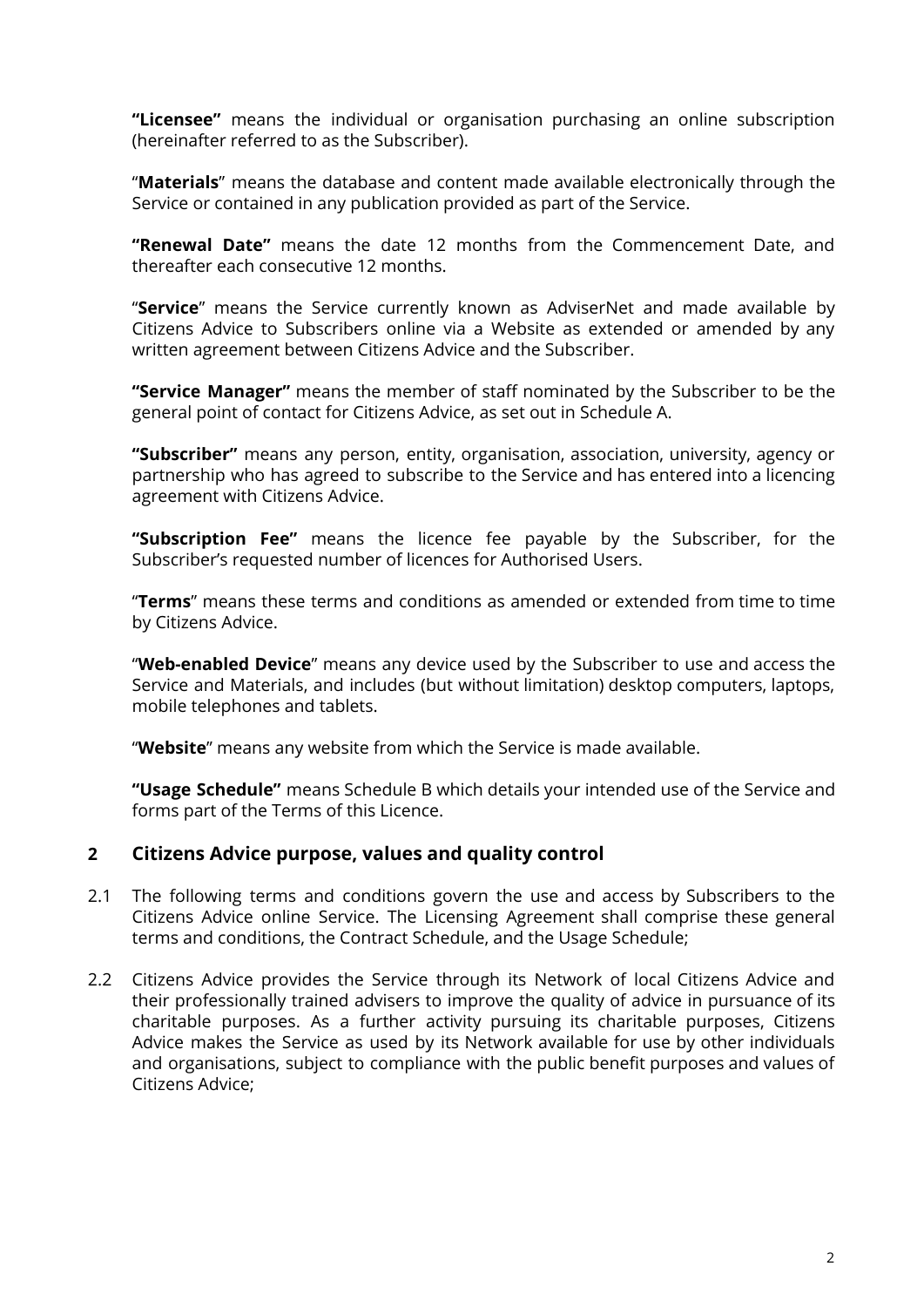**"Licensee"** means the individual or organisation purchasing an online subscription (hereinafter referred to as the Subscriber).

"**Materials**" means the database and content made available electronically through the Service or contained in any publication provided as part of the Service.

**"Renewal Date"** means the date 12 months from the Commencement Date, and thereafter each consecutive 12 months.

"**Service**" means the Service currently known as AdviserNet and made available by Citizens Advice to Subscribers online via a Website as extended or amended by any written agreement between Citizens Advice and the Subscriber.

**"Service Manager"** means the member of staff nominated by the Subscriber to be the general point of contact for Citizens Advice, as set out in Schedule A.

**"Subscriber"** means any person, entity, organisation, association, university, agency or partnership who has agreed to subscribe to the Service and has entered into a licencing agreement with Citizens Advice.

**"Subscription Fee"** means the licence fee payable by the Subscriber, for the Subscriber's requested number of licences for Authorised Users.

"**Terms**" means these terms and conditions as amended or extended from time to time by Citizens Advice.

"**Web-enabled Device**" means any device used by the Subscriber to use and access the Service and Materials, and includes (but without limitation) desktop computers, laptops, mobile telephones and tablets.

"**Website**" means any website from which the Service is made available.

**"Usage Schedule"** means Schedule B which details your intended use of the Service and forms part of the Terms of this Licence.

## 2 Citizens Advice purpose, values and quality control

2.1 The following terms and conditions govern the use and access by Subscribers to the Citizens Advice online Service. The Licensing Agreement shall comprise these general terms and conditions, the Contract Schedule, and the Usage Schedule;

2.2 Citizens Advice provides the Service through its Network of local Citizens Advice and their professionally trained advisers to improve the quality of advice in pursuance of its charitable purposes. As a further activity pursuing its charitable purposes, Citizens Advice makes the Service as used by its Network available for use by other individuals and organisations, subject to compliance with the public benefit purposes and values of Citizens Advice;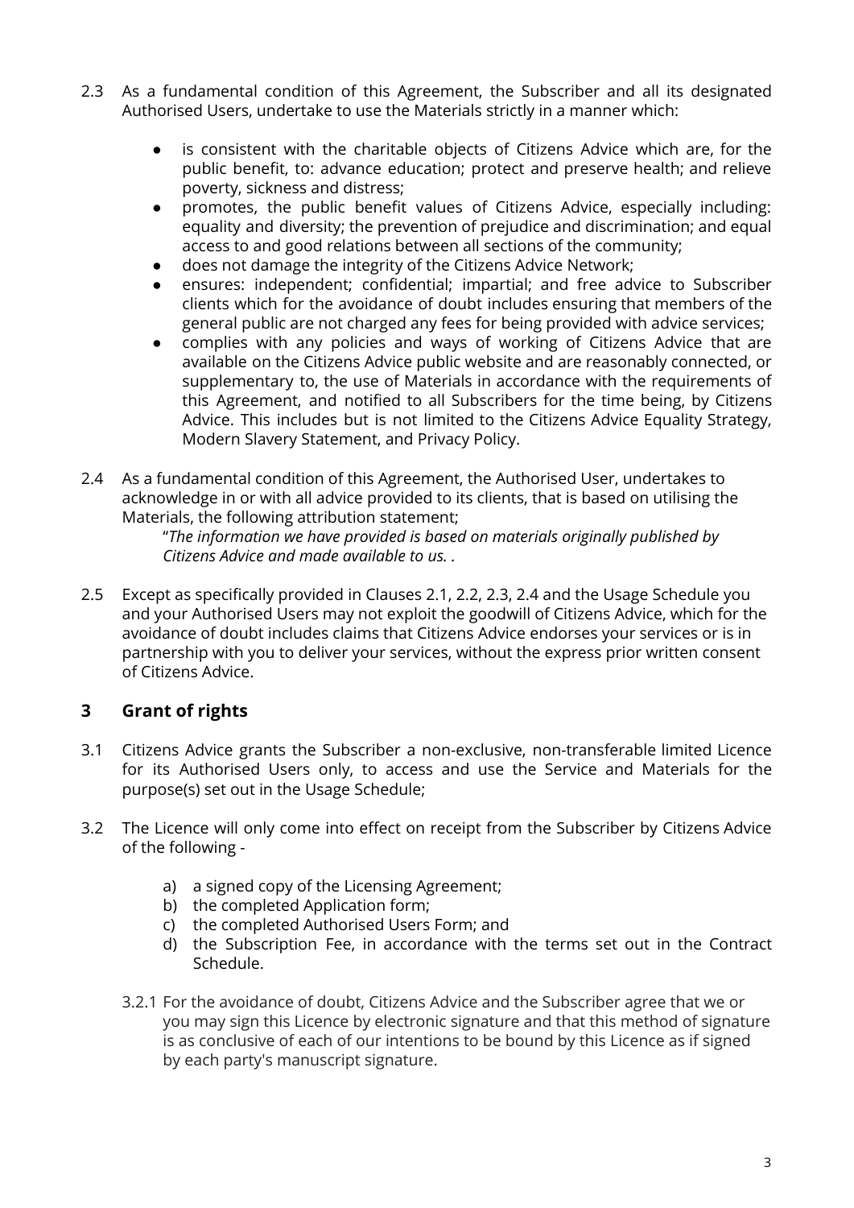2.3 As a fundamental condition of this Agreement, the Subscriber and all its designated Authorised Users, undertake to use the Materials strictly in a manner which:

- is consistent with the charitable objects of Citizens Advice which are, for the public benefit, to: advance education; protect and preserve health; and relieve poverty, sickness and distress;
- promotes, the public benefit values of Citizens Advice, especially including: equality and diversity; the prevention of prejudice and discrimination; and equal access to and good relations between all sections of the community;
- does not damage the integrity of the Citizens Advice Network;
- ensures: independent; confidential; impartial; and free advice to Subscriber clients which for the avoidance of doubt includes ensuring that members of the general public are not charged any fees for being provided with advice services;
- complies with any policies and ways of working of Citizens Advice that are available on the Citizens Advice public website and are reasonably connected, or supplementary to, the use of Materials in accordance with the requirements of this Agreement, and notified to all Subscribers for the time being, by Citizens Advice. This includes but is not limited to the Citizens Advice Equality Strategy, Modern Slavery Statement, and Privacy Policy.

2.4 As a fundamental condition of this Agreement, the Authorised User, undertakes to acknowledge in or with all advice provided to its clients, that is based on utilising the Materials, the following attribution statement;

"*The information we have provided is based on materials originally published by Citizens Advice and made available to us. .*

2.5 Except as specifically provided in Clauses 2.1, 2.2, 2.3, 2.4 and the Usage Schedule you and your Authorised Users may not exploit the goodwill of Citizens Advice, which for the avoidance of doubt includes claims that Citizens Advice endorses your services or is in partnership with you to deliver your services, without the express prior written consent of Citizens Advice.

## 3 Grant of rights

3.1 Citizens Advice grants the Subscriber a non-exclusive, non-transferable limited Licence for its Authorised Users only, to access and use the Service and Materials for the purpose(s) set out in the Usage Schedule;

3.2 The Licence will only come into effect on receipt from the Subscriber by Citizens Advice of the following -

a) a signed copy of the Licensing Agreement;
b) the completed Application form;
c) the completed Authorised Users Form; and
d) the Subscription Fee, in accordance with the terms set out in the Contract Schedule.

3.2.1 For the avoidance of doubt, Citizens Advice and the Subscriber agree that we or you may sign this Licence by electronic signature and that this method of signature is as conclusive of each of our intentions to be bound by this Licence as if signed by each party's manuscript signature.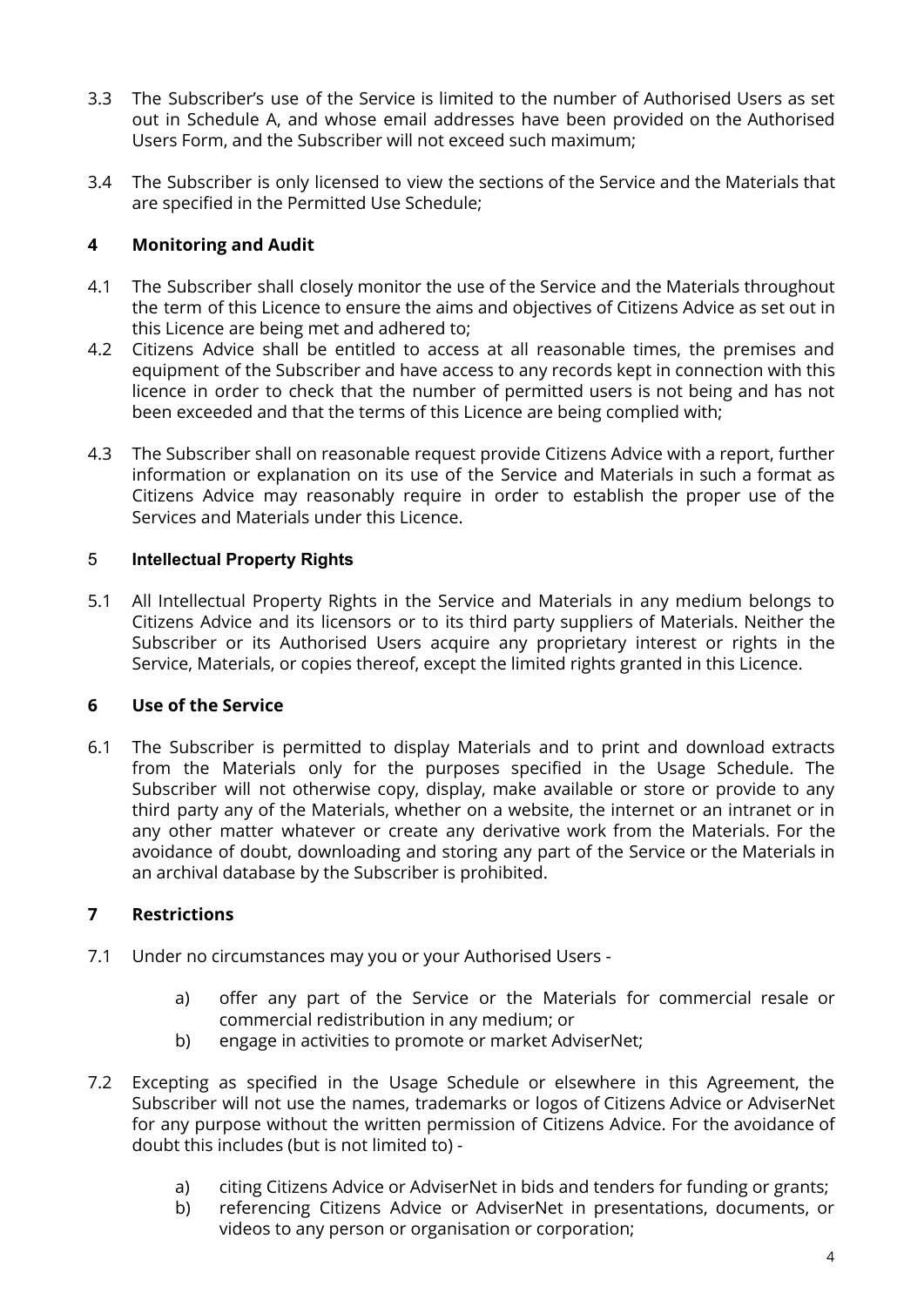3.3 The Subscriber's use of the Service is limited to the number of Authorised Users as set out in Schedule A, and whose email addresses have been provided on the Authorised Users Form, and the Subscriber will not exceed such maximum;

3.4 The Subscriber is only licensed to view the sections of the Service and the Materials that are specified in the Permitted Use Schedule;

## 4 Monitoring and Audit

4.1 The Subscriber shall closely monitor the use of the Service and the Materials throughout the term of this Licence to ensure the aims and objectives of Citizens Advice as set out in this Licence are being met and adhered to;

4.2 Citizens Advice shall be entitled to access at all reasonable times, the premises and equipment of the Subscriber and have access to any records kept in connection with this licence in order to check that the number of permitted users is not being and has not been exceeded and that the terms of this Licence are being complied with;

4.3 The Subscriber shall on reasonable request provide Citizens Advice with a report, further information or explanation on its use of the Service and Materials in such a format as Citizens Advice may reasonably require in order to establish the proper use of the Services and Materials under this Licence.

## 5 Intellectual Property Rights

5.1 All Intellectual Property Rights in the Service and Materials in any medium belongs to Citizens Advice and its licensors or to its third party suppliers of Materials. Neither the Subscriber or its Authorised Users acquire any proprietary interest or rights in the Service, Materials, or copies thereof, except the limited rights granted in this Licence.

## 6 Use of the Service

6.1 The Subscriber is permitted to display Materials and to print and download extracts from the Materials only for the purposes specified in the Usage Schedule. The Subscriber will not otherwise copy, display, make available or store or provide to any third party any of the Materials, whether on a website, the internet or an intranet or in any other matter whatever or create any derivative work from the Materials. For the avoidance of doubt, downloading and storing any part of the Service or the Materials in an archival database by the Subscriber is prohibited.

## 7 Restrictions

7.1 Under no circumstances may you or your Authorised Users -

a) offer any part of the Service or the Materials for commercial resale or commercial redistribution in any medium; or

b) engage in activities to promote or market AdviserNet;

7.2 Excepting as specified in the Usage Schedule or elsewhere in this Agreement, the Subscriber will not use the names, trademarks or logos of Citizens Advice or AdviserNet for any purpose without the written permission of Citizens Advice. For the avoidance of doubt this includes (but is not limited to) -

a) citing Citizens Advice or AdviserNet in bids and tenders for funding or grants;

b) referencing Citizens Advice or AdviserNet in presentations, documents, or videos to any person or organisation or corporation;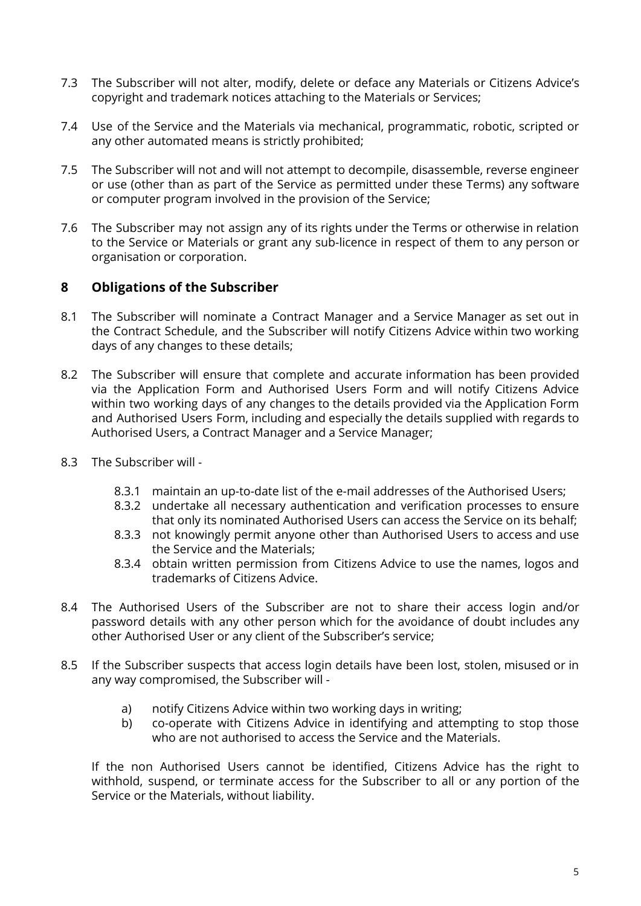7.3 The Subscriber will not alter, modify, delete or deface any Materials or Citizens Advice's copyright and trademark notices attaching to the Materials or Services;

7.4 Use of the Service and the Materials via mechanical, programmatic, robotic, scripted or any other automated means is strictly prohibited;

7.5 The Subscriber will not and will not attempt to decompile, disassemble, reverse engineer or use (other than as part of the Service as permitted under these Terms) any software or computer program involved in the provision of the Service;

7.6 The Subscriber may not assign any of its rights under the Terms or otherwise in relation to the Service or Materials or grant any sub-licence in respect of them to any person or organisation or corporation.

## 8 Obligations of the Subscriber

8.1 The Subscriber will nominate a Contract Manager and a Service Manager as set out in the Contract Schedule, and the Subscriber will notify Citizens Advice within two working days of any changes to these details;

8.2 The Subscriber will ensure that complete and accurate information has been provided via the Application Form and Authorised Users Form and will notify Citizens Advice within two working days of any changes to the details provided via the Application Form and Authorised Users Form, including and especially the details supplied with regards to Authorised Users, a Contract Manager and a Service Manager;

8.3 The Subscriber will -

- 8.3.1 maintain an up-to-date list of the e-mail addresses of the Authorised Users;
- 8.3.2 undertake all necessary authentication and verification processes to ensure that only its nominated Authorised Users can access the Service on its behalf;
- 8.3.3 not knowingly permit anyone other than Authorised Users to access and use the Service and the Materials;
- 8.3.4 obtain written permission from Citizens Advice to use the names, logos and trademarks of Citizens Advice.

8.4 The Authorised Users of the Subscriber are not to share their access login and/or password details with any other person which for the avoidance of doubt includes any other Authorised User or any client of the Subscriber's service;

8.5 If the Subscriber suspects that access login details have been lost, stolen, misused or in any way compromised, the Subscriber will -

- a) notify Citizens Advice within two working days in writing;
- b) co-operate with Citizens Advice in identifying and attempting to stop those who are not authorised to access the Service and the Materials.

If the non Authorised Users cannot be identified, Citizens Advice has the right to withhold, suspend, or terminate access for the Subscriber to all or any portion of the Service or the Materials, without liability.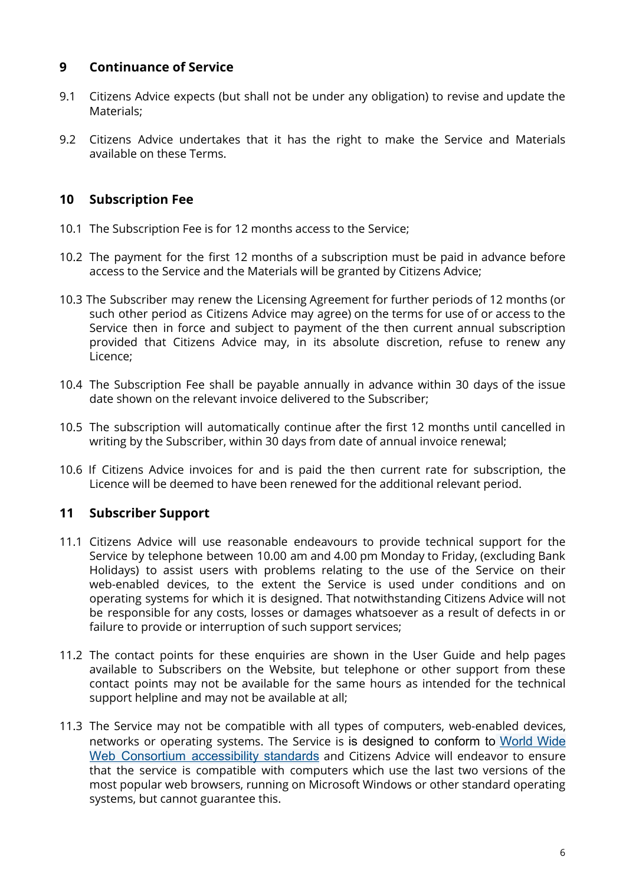## 9 Continuance of Service

9.1 Citizens Advice expects (but shall not be under any obligation) to revise and update the Materials;

9.2 Citizens Advice undertakes that it has the right to make the Service and Materials available on these Terms.

## 10 Subscription Fee

10.1 The Subscription Fee is for 12 months access to the Service;

10.2 The payment for the first 12 months of a subscription must be paid in advance before access to the Service and the Materials will be granted by Citizens Advice;

10.3 The Subscriber may renew the Licensing Agreement for further periods of 12 months (or such other period as Citizens Advice may agree) on the terms for use of or access to the Service then in force and subject to payment of the then current annual subscription provided that Citizens Advice may, in its absolute discretion, refuse to renew any Licence;

10.4 The Subscription Fee shall be payable annually in advance within 30 days of the issue date shown on the relevant invoice delivered to the Subscriber;

10.5 The subscription will automatically continue after the first 12 months until cancelled in writing by the Subscriber, within 30 days from date of annual invoice renewal;

10.6 If Citizens Advice invoices for and is paid the then current rate for subscription, the Licence will be deemed to have been renewed for the additional relevant period.

## 11 Subscriber Support

11.1 Citizens Advice will use reasonable endeavours to provide technical support for the Service by telephone between 10.00 am and 4.00 pm Monday to Friday, (excluding Bank Holidays) to assist users with problems relating to the use of the Service on their web-enabled devices, to the extent the Service is used under conditions and on operating systems for which it is designed. That notwithstanding Citizens Advice will not be responsible for any costs, losses or damages whatsoever as a result of defects in or failure to provide or interruption of such support services;

11.2 The contact points for these enquiries are shown in the User Guide and help pages available to Subscribers on the Website, but telephone or other support from these contact points may not be available for the same hours as intended for the technical support helpline and may not be available at all;

11.3 The Service may not be compatible with all types of computers, web-enabled devices, networks or operating systems. The Service is is designed to conform to World Wide Web Consortium accessibility standards and Citizens Advice will endeavor to ensure that the service is compatible with computers which use the last two versions of the most popular web browsers, running on Microsoft Windows or other standard operating systems, but cannot guarantee this.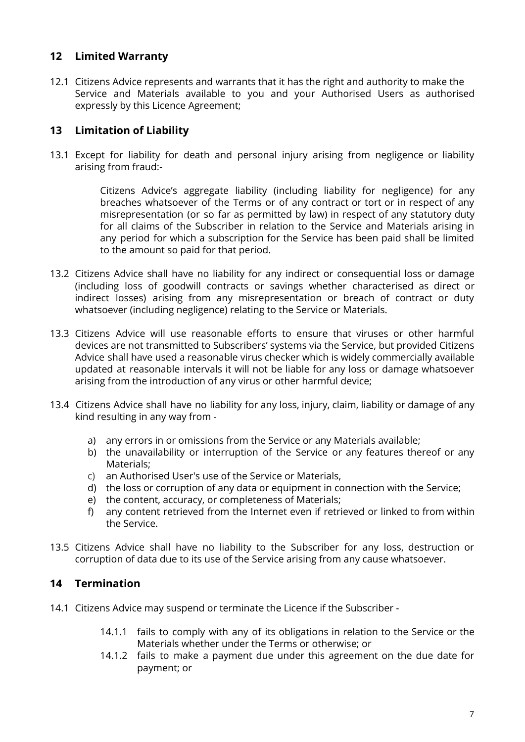## 12 Limited Warranty

12.1 Citizens Advice represents and warrants that it has the right and authority to make the Service and Materials available to you and your Authorised Users as authorised expressly by this Licence Agreement;

## 13 Limitation of Liability

13.1 Except for liability for death and personal injury arising from negligence or liability arising from fraud:-

Citizens Advice's aggregate liability (including liability for negligence) for any breaches whatsoever of the Terms or of any contract or tort or in respect of any misrepresentation (or so far as permitted by law) in respect of any statutory duty for all claims of the Subscriber in relation to the Service and Materials arising in any period for which a subscription for the Service has been paid shall be limited to the amount so paid for that period.

13.2 Citizens Advice shall have no liability for any indirect or consequential loss or damage (including loss of goodwill contracts or savings whether characterised as direct or indirect losses) arising from any misrepresentation or breach of contract or duty whatsoever (including negligence) relating to the Service or Materials.

13.3 Citizens Advice will use reasonable efforts to ensure that viruses or other harmful devices are not transmitted to Subscribers' systems via the Service, but provided Citizens Advice shall have used a reasonable virus checker which is widely commercially available updated at reasonable intervals it will not be liable for any loss or damage whatsoever arising from the introduction of any virus or other harmful device;

13.4 Citizens Advice shall have no liability for any loss, injury, claim, liability or damage of any kind resulting in any way from -

a) any errors in or omissions from the Service or any Materials available;
b) the unavailability or interruption of the Service or any features thereof or any Materials;
c) an Authorised User's use of the Service or Materials,
d) the loss or corruption of any data or equipment in connection with the Service;
e) the content, accuracy, or completeness of Materials;
f) any content retrieved from the Internet even if retrieved or linked to from within the Service.

13.5 Citizens Advice shall have no liability to the Subscriber for any loss, destruction or corruption of data due to its use of the Service arising from any cause whatsoever.

## 14 Termination

14.1 Citizens Advice may suspend or terminate the Licence if the Subscriber -

14.1.1 fails to comply with any of its obligations in relation to the Service or the Materials whether under the Terms or otherwise; or

14.1.2 fails to make a payment due under this agreement on the due date for payment; or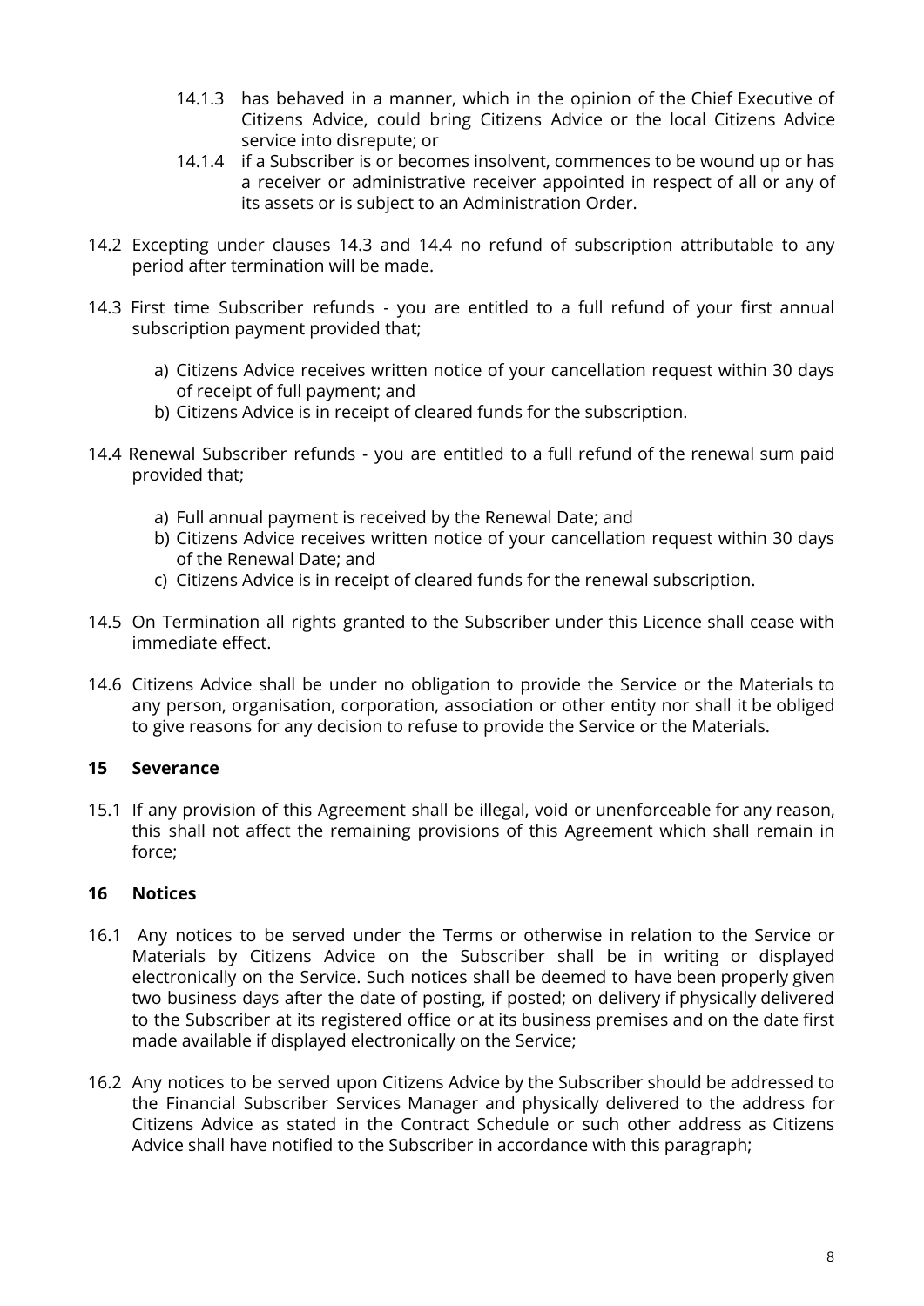14.1.3 has behaved in a manner, which in the opinion of the Chief Executive of Citizens Advice, could bring Citizens Advice or the local Citizens Advice service into disrepute; or

14.1.4 if a Subscriber is or becomes insolvent, commences to be wound up or has a receiver or administrative receiver appointed in respect of all or any of its assets or is subject to an Administration Order.

14.2 Excepting under clauses 14.3 and 14.4 no refund of subscription attributable to any period after termination will be made.

14.3 First time Subscriber refunds - you are entitled to a full refund of your first annual subscription payment provided that;

a) Citizens Advice receives written notice of your cancellation request within 30 days of receipt of full payment; and
b) Citizens Advice is in receipt of cleared funds for the subscription.

14.4 Renewal Subscriber refunds - you are entitled to a full refund of the renewal sum paid provided that;

a) Full annual payment is received by the Renewal Date; and
b) Citizens Advice receives written notice of your cancellation request within 30 days of the Renewal Date; and
c) Citizens Advice is in receipt of cleared funds for the renewal subscription.

14.5 On Termination all rights granted to the Subscriber under this Licence shall cease with immediate effect.

14.6 Citizens Advice shall be under no obligation to provide the Service or the Materials to any person, organisation, corporation, association or other entity nor shall it be obliged to give reasons for any decision to refuse to provide the Service or the Materials.

## 15 Severance

15.1 If any provision of this Agreement shall be illegal, void or unenforceable for any reason, this shall not affect the remaining provisions of this Agreement which shall remain in force;

## 16 Notices

16.1 Any notices to be served under the Terms or otherwise in relation to the Service or Materials by Citizens Advice on the Subscriber shall be in writing or displayed electronically on the Service. Such notices shall be deemed to have been properly given two business days after the date of posting, if posted; on delivery if physically delivered to the Subscriber at its registered office or at its business premises and on the date first made available if displayed electronically on the Service;

16.2 Any notices to be served upon Citizens Advice by the Subscriber should be addressed to the Financial Subscriber Services Manager and physically delivered to the address for Citizens Advice as stated in the Contract Schedule or such other address as Citizens Advice shall have notified to the Subscriber in accordance with this paragraph;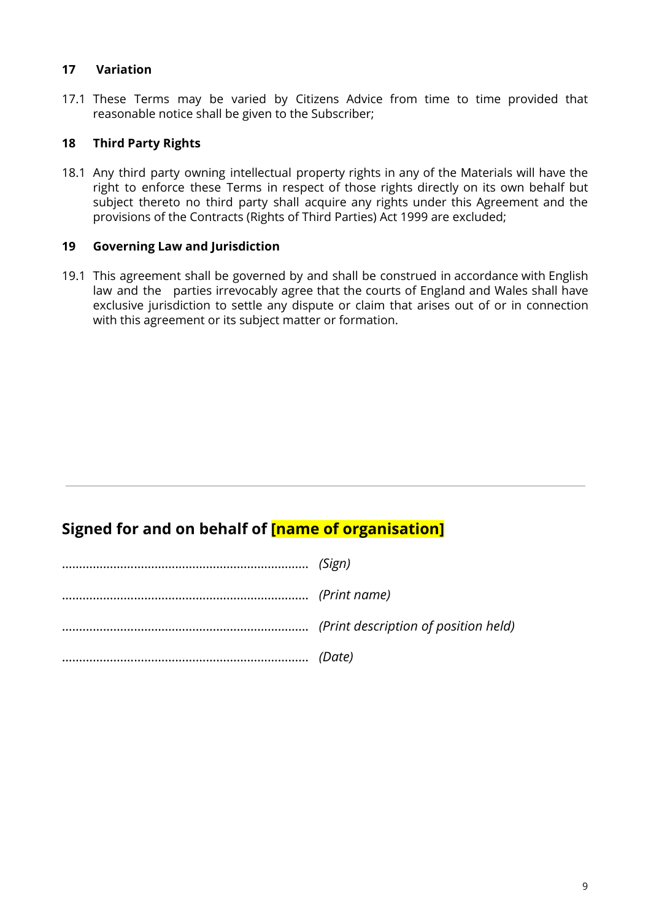**17 Variation**

17.1 These Terms may be varied by Citizens Advice from time to time provided that reasonable notice shall be given to the Subscriber;

**18 Third Party Rights**

18.1 Any third party owning intellectual property rights in any of the Materials will have the right to enforce these Terms in respect of those rights directly on its own behalf but subject thereto no third party shall acquire any rights under this Agreement and the provisions of the Contracts (Rights of Third Parties) Act 1999 are excluded;

**19 Governing Law and Jurisdiction**

19.1 This agreement shall be governed by and shall be construed in accordance with English law and the parties irrevocably agree that the courts of England and Wales shall have exclusive jurisdiction to settle any dispute or claim that arises out of or in connection with this agreement or its subject matter or formation.

---

## Signed for and on behalf of [name of organisation]

…………………………………………………………… *(Sign)*

…………………………………………………………… *(Print name)*

…………………………………………………………… *(Print description of position held)*

…………………………………………………………… *(Date)*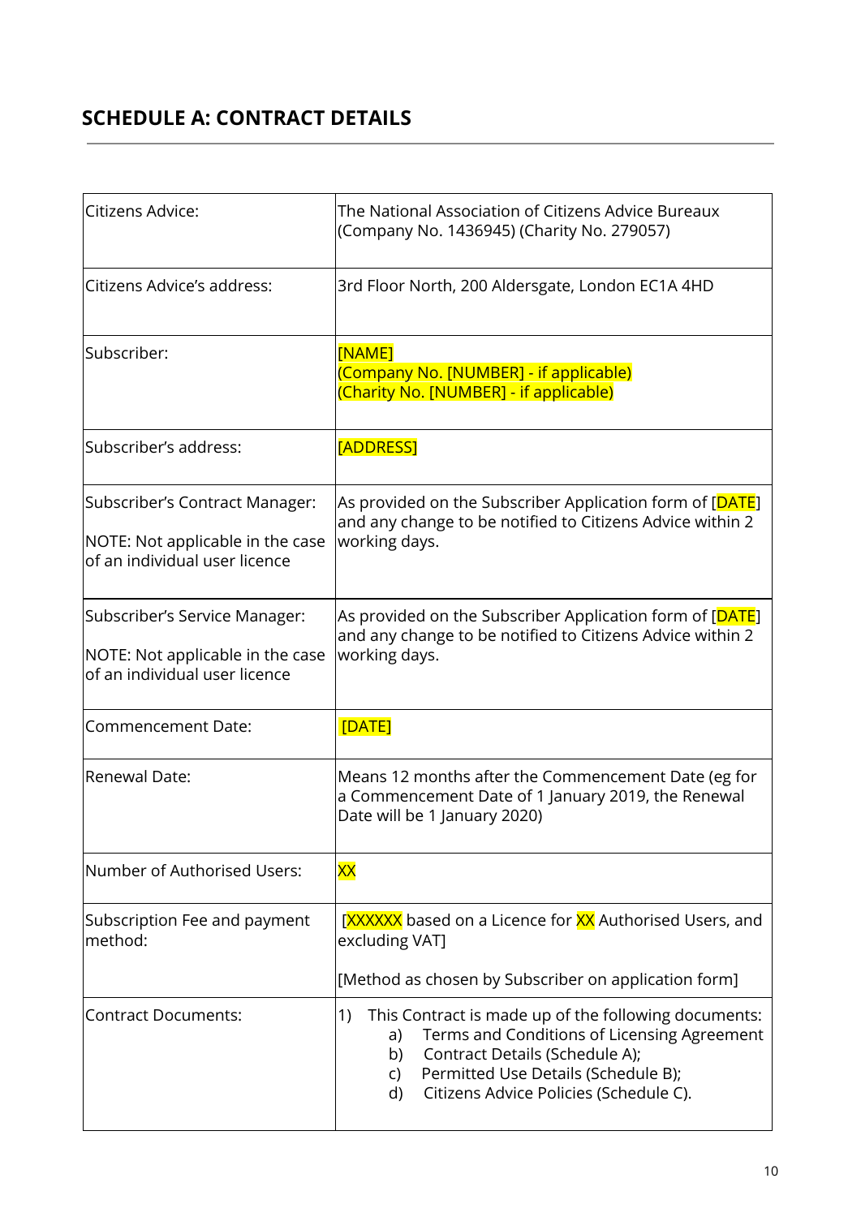## SCHEDULE A: CONTRACT DETAILS

| | |
|---|---|
| Citizens Advice: | The National Association of Citizens Advice Bureaux (Company No. 1436945) (Charity No. 279057) |
| Citizens Advice's address: | 3rd Floor North, 200 Aldersgate, London EC1A 4HD |
| Subscriber: | [NAME]<br>(Company No. [NUMBER] - if applicable)<br>(Charity No. [NUMBER] - if applicable) |
| Subscriber's address: | [ADDRESS] |
| Subscriber's Contract Manager:<br><br>NOTE: Not applicable in the case of an individual user licence | As provided on the Subscriber Application form of [DATE] and any change to be notified to Citizens Advice within 2 working days. |
| Subscriber's Service Manager:<br><br>NOTE: Not applicable in the case of an individual user licence | As provided on the Subscriber Application form of [DATE] and any change to be notified to Citizens Advice within 2 working days. |
| Commencement Date: | [DATE] |
| Renewal Date: | Means 12 months after the Commencement Date (eg for a Commencement Date of 1 January 2019, the Renewal Date will be 1 January 2020) |
| Number of Authorised Users: | XX |
| Subscription Fee and payment method: | [XXXXXX based on a Licence for XX Authorised Users, and excluding VAT]<br><br>[Method as chosen by Subscriber on application form] |
| Contract Documents: | 1) This Contract is made up of the following documents:<br>a) Terms and Conditions of Licensing Agreement<br>b) Contract Details (Schedule A);<br>c) Permitted Use Details (Schedule B);<br>d) Citizens Advice Policies (Schedule C). |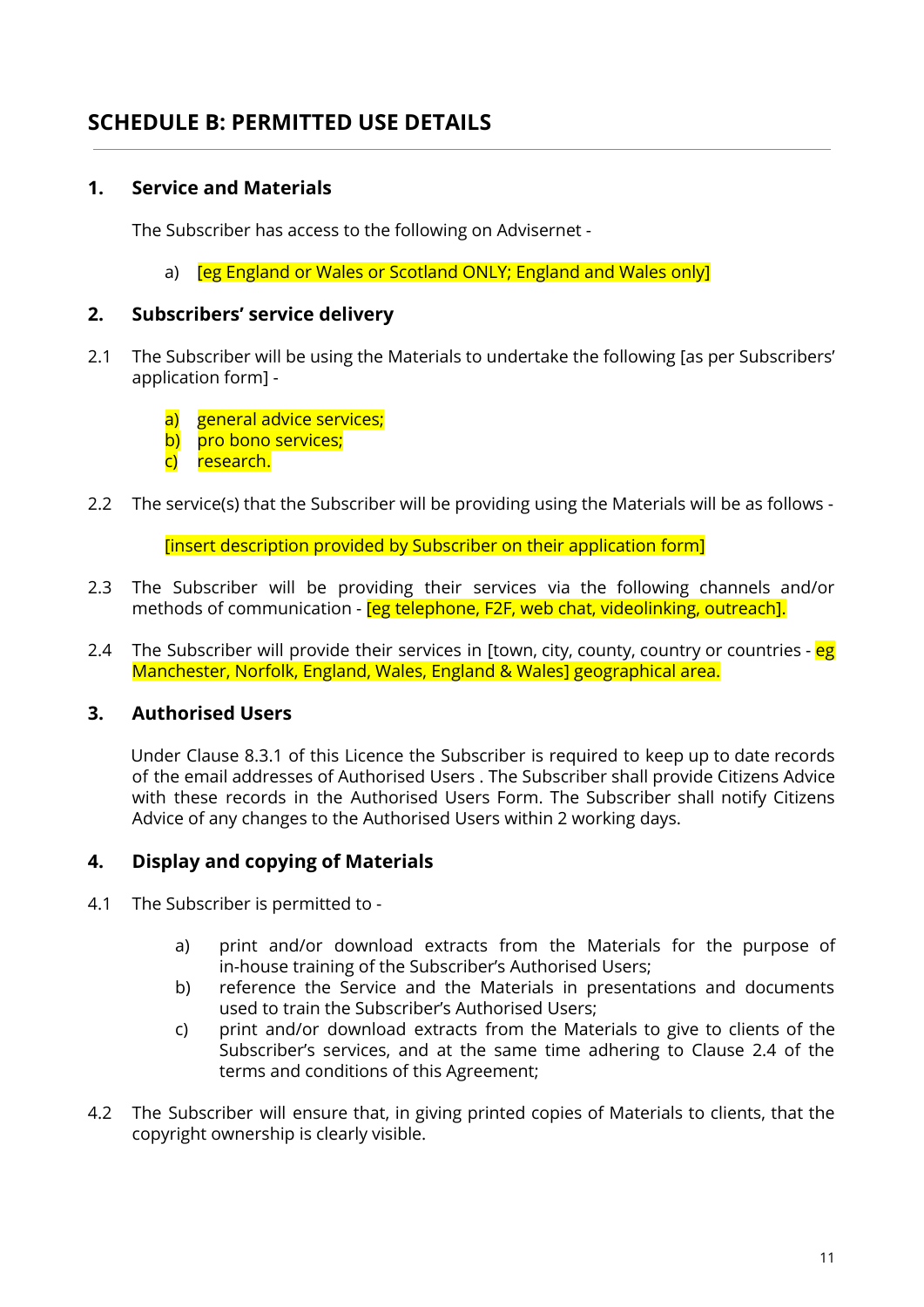## SCHEDULE B: PERMITTED USE DETAILS

### 1. Service and Materials

The Subscriber has access to the following on Advisernet -

a) [eg England or Wales or Scotland ONLY; England and Wales only]

### 2. Subscribers' service delivery

2.1 The Subscriber will be using the Materials to undertake the following [as per Subscribers' application form] -

a) general advice services;
b) pro bono services;
c) research.

2.2 The service(s) that the Subscriber will be providing using the Materials will be as follows -

[insert description provided by Subscriber on their application form]

2.3 The Subscriber will be providing their services via the following channels and/or methods of communication - [eg telephone, F2F, web chat, videolinking, outreach].

2.4 The Subscriber will provide their services in [town, city, county, country or countries - eg Manchester, Norfolk, England, Wales, England & Wales] geographical area.

### 3. Authorised Users

Under Clause 8.3.1 of this Licence the Subscriber is required to keep up to date records of the email addresses of Authorised Users . The Subscriber shall provide Citizens Advice with these records in the Authorised Users Form. The Subscriber shall notify Citizens Advice of any changes to the Authorised Users within 2 working days.

### 4. Display and copying of Materials

4.1 The Subscriber is permitted to -

a) print and/or download extracts from the Materials for the purpose of in-house training of the Subscriber's Authorised Users;
b) reference the Service and the Materials in presentations and documents used to train the Subscriber's Authorised Users;
c) print and/or download extracts from the Materials to give to clients of the Subscriber's services, and at the same time adhering to Clause 2.4 of the terms and conditions of this Agreement;

4.2 The Subscriber will ensure that, in giving printed copies of Materials to clients, that the copyright ownership is clearly visible.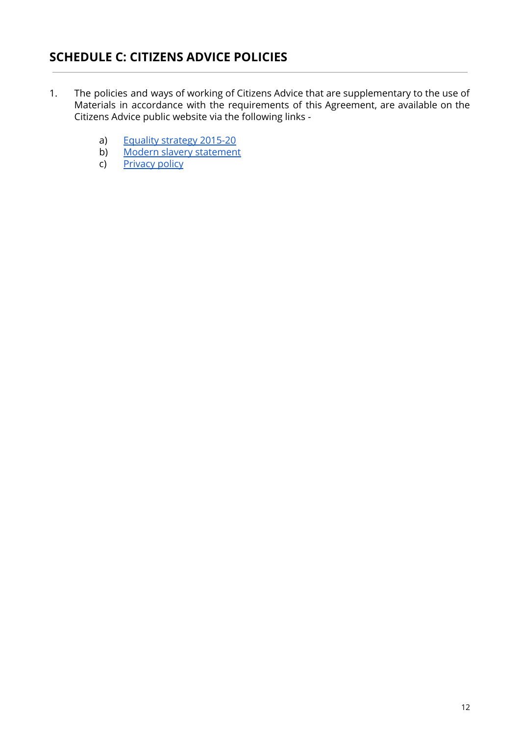## SCHEDULE C: CITIZENS ADVICE POLICIES

1. The policies and ways of working of Citizens Advice that are supplementary to the use of Materials in accordance with the requirements of this Agreement, are available on the Citizens Advice public website via the following links -

    a) Equality strategy 2015-20
    b) Modern slavery statement
    c) Privacy policy